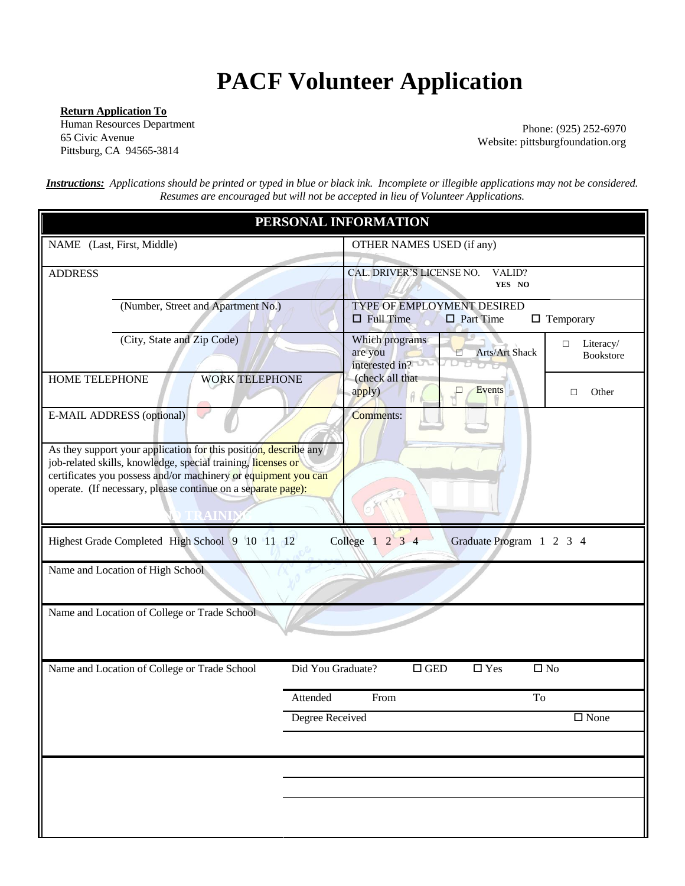# PACF Volunteer Application

**Return Application To**
Human Resources Department
65 Civic Avenue
Pittsburg, CA 94565-3814

Phone: (925) 252-6970
Website: pittsburgfoundation.org

***Instructions:*** *Applications should be printed or typed in blue or black ink. Incomplete or illegible applications may not be considered. Resumes are encouraged but will not be accepted in lieu of Volunteer Applications.*

## PERSONAL INFORMATION

| NAME (Last, First, Middle) | OTHER NAMES USED (if any) |
|---|---|
| ADDRESS | CAL. DRIVER'S LICENSE NO. VALID? YES NO |
| (Number, Street and Apartment No.) | TYPE OF EMPLOYMENT DESIRED ☐ Full Time ☐ Part Time ☐ Temporary |
| (City, State and Zip Code) | Which programs are you interested in? (check all that apply) ☐ Arts/Art Shack ☐ Literacy/ Bookstore ☐ Events ☐ Other |
| HOME TELEPHONE WORK TELEPHONE | |
| E-MAIL ADDRESS (optional) | Comments: |
| As they support your application for this position, describe any job-related skills, knowledge, special training, licenses or certificates you possess and/or machinery or equipment you can operate. (If necessary, please continue on a separate page): | |

## EDUCATION AND TRAINING

Highest Grade Completed High School 9 10 11 12 College 1 2 3 4 Graduate Program 1 2 3 4

| Name and Location of High School |
|---|
| |

| Name and Location of College or Trade School |
|---|
| |

| Name and Location of College or Trade School | Did You Graduate? ☐ GED ☐ Yes ☐ No |
|---|---|
| | Attended From To |
| | Degree Received ☐ None |
| | |
| | |
| | |
| | |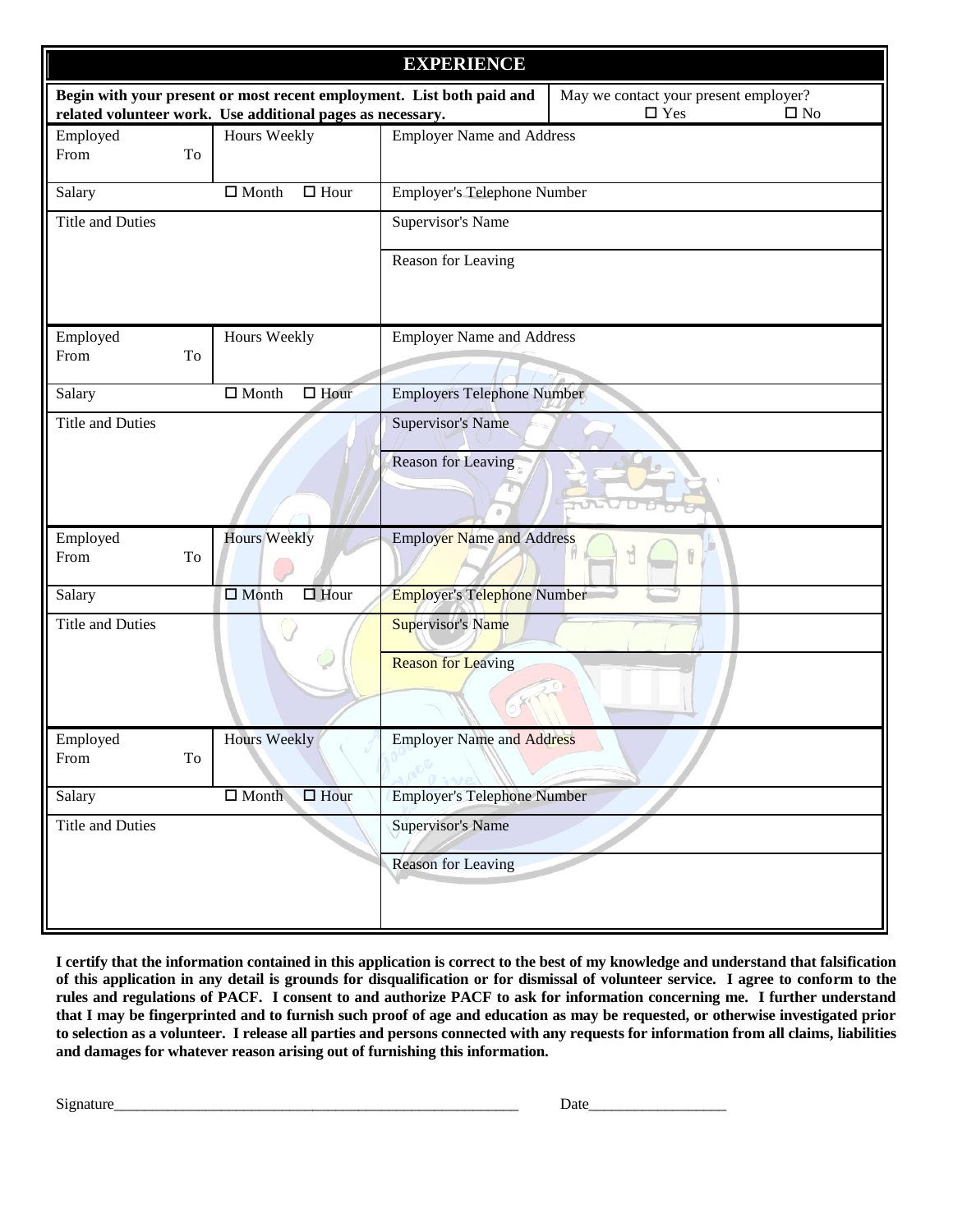## EXPERIENCE

| Begin with your present or most recent employment. List both paid and related volunteer work. Use additional pages as necessary. | | May we contact your present employer? ☐ Yes ☐ No |
|---|---|---|
| Employed From To | Hours Weekly | Employer Name and Address |
| Salary | ☐ Month ☐ Hour | Employer's Telephone Number |
| Title and Duties | | Supervisor's Name |
| | | Reason for Leaving |
| Employed From To | Hours Weekly | Employer Name and Address |
| Salary | ☐ Month ☐ Hour | Employers Telephone Number |
| Title and Duties | | Supervisor's Name |
| | | Reason for Leaving |
| Employed From To | Hours Weekly | Employer Name and Address |
| Salary | ☐ Month ☐ Hour | Employer's Telephone Number |
| Title and Duties | | Supervisor's Name |
| | | Reason for Leaving |
| Employed From To | Hours Weekly | Employer Name and Address |
| Salary | ☐ Month ☐ Hour | Employer's Telephone Number |
| Title and Duties | | Supervisor's Name |
| | | Reason for Leaving |

**I certify that the information contained in this application is correct to the best of my knowledge and understand that falsification of this application in any detail is grounds for disqualification or for dismissal of volunteer service. I agree to conform to the rules and regulations of PACF. I consent to and authorize PACF to ask for information concerning me. I further understand that I may be fingerprinted and to furnish such proof of age and education as may be requested, or otherwise investigated prior to selection as a volunteer. I release all parties and persons connected with any requests for information from all claims, liabilities and damages for whatever reason arising out of furnishing this information.**

Signature_______________________________________________________ Date__________________